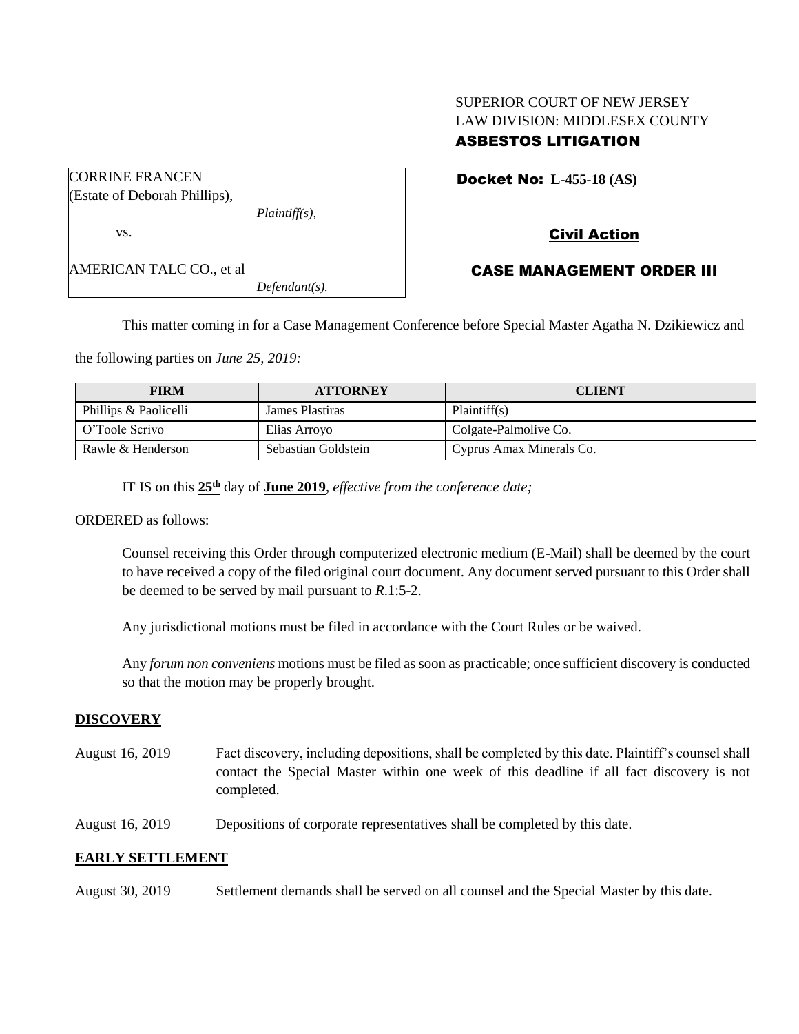SUPERIOR COURT OF NEW JERSEY
LAW DIVISION: MIDDLESEX COUNTY
**ASBESTOS LITIGATION**

| | |
|---|---|
| CORRINE FRANCEN (Estate of Deborah Phillips), *Plaintiff(s),* vs. AMERICAN TALC CO., et al *Defendant(s).* | **Docket No: L-455-18 (AS)** |

**Civil Action**

**CASE MANAGEMENT ORDER III**

This matter coming in for a Case Management Conference before Special Master Agatha N. Dzikiewicz and the following parties on *June 25, 2019:*

| FIRM | ATTORNEY | CLIENT |
|---|---|---|
| Phillips & Paolicelli | James Plastiras | Plaintiff(s) |
| O'Toole Scrivo | Elias Arroyo | Colgate-Palmolive Co. |
| Rawle & Henderson | Sebastian Goldstein | Cyprus Amax Minerals Co. |

IT IS on this **25th** day of **June 2019**, *effective from the conference date;*

ORDERED as follows:

Counsel receiving this Order through computerized electronic medium (E-Mail) shall be deemed by the court to have received a copy of the filed original court document. Any document served pursuant to this Order shall be deemed to be served by mail pursuant to *R*.1:5-2.

Any jurisdictional motions must be filed in accordance with the Court Rules or be waived.

Any *forum non conveniens* motions must be filed as soon as practicable; once sufficient discovery is conducted so that the motion may be properly brought.

## DISCOVERY

August 16, 2019 Fact discovery, including depositions, shall be completed by this date. Plaintiff's counsel shall contact the Special Master within one week of this deadline if all fact discovery is not completed.

August 16, 2019 Depositions of corporate representatives shall be completed by this date.

## EARLY SETTLEMENT

August 30, 2019 Settlement demands shall be served on all counsel and the Special Master by this date.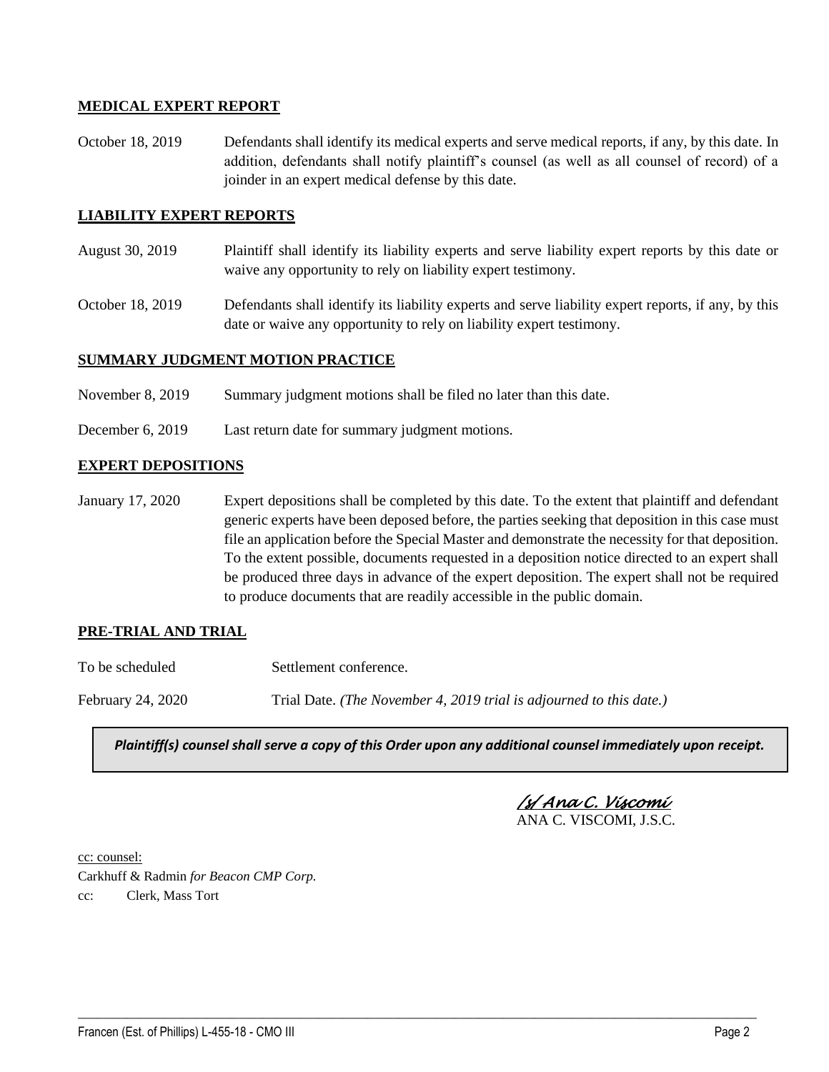**MEDICAL EXPERT REPORT**

October 18, 2019 Defendants shall identify its medical experts and serve medical reports, if any, by this date. In addition, defendants shall notify plaintiff's counsel (as well as all counsel of record) of a joinder in an expert medical defense by this date.

**LIABILITY EXPERT REPORTS**

August 30, 2019 Plaintiff shall identify its liability experts and serve liability expert reports by this date or waive any opportunity to rely on liability expert testimony.

October 18, 2019 Defendants shall identify its liability experts and serve liability expert reports, if any, by this date or waive any opportunity to rely on liability expert testimony.

**SUMMARY JUDGMENT MOTION PRACTICE**

November 8, 2019 Summary judgment motions shall be filed no later than this date.

December 6, 2019 Last return date for summary judgment motions.

**EXPERT DEPOSITIONS**

January 17, 2020 Expert depositions shall be completed by this date. To the extent that plaintiff and defendant generic experts have been deposed before, the parties seeking that deposition in this case must file an application before the Special Master and demonstrate the necessity for that deposition. To the extent possible, documents requested in a deposition notice directed to an expert shall be produced three days in advance of the expert deposition. The expert shall not be required to produce documents that are readily accessible in the public domain.

**PRE-TRIAL AND TRIAL**

To be scheduled Settlement conference.

February 24, 2020 Trial Date. *(The November 4, 2019 trial is adjourned to this date.)*

***Plaintiff(s) counsel shall serve a copy of this Order upon any additional counsel immediately upon receipt.***

*/s/ Ana C. Viscomi*
ANA C. VISCOMI, J.S.C.

cc: counsel:
Carkhuff & Radmin *for Beacon CMP Corp.*
cc: Clerk, Mass Tort